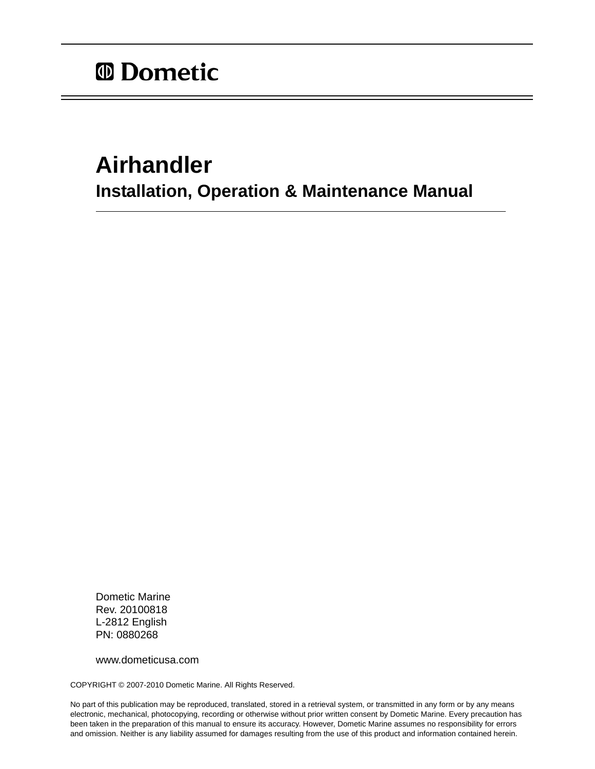Dometic

# Airhandler

## Installation, Operation & Maintenance Manual

Dometic Marine
Rev. 20100818
L-2812 English
PN: 0880268

www.dometicusa.com

COPYRIGHT © 2007-2010 Dometic Marine. All Rights Reserved.

No part of this publication may be reproduced, translated, stored in a retrieval system, or transmitted in any form or by any means electronic, mechanical, photocopying, recording or otherwise without prior written consent by Dometic Marine. Every precaution has been taken in the preparation of this manual to ensure its accuracy. However, Dometic Marine assumes no responsibility for errors and omission. Neither is any liability assumed for damages resulting from the use of this product and information contained herein.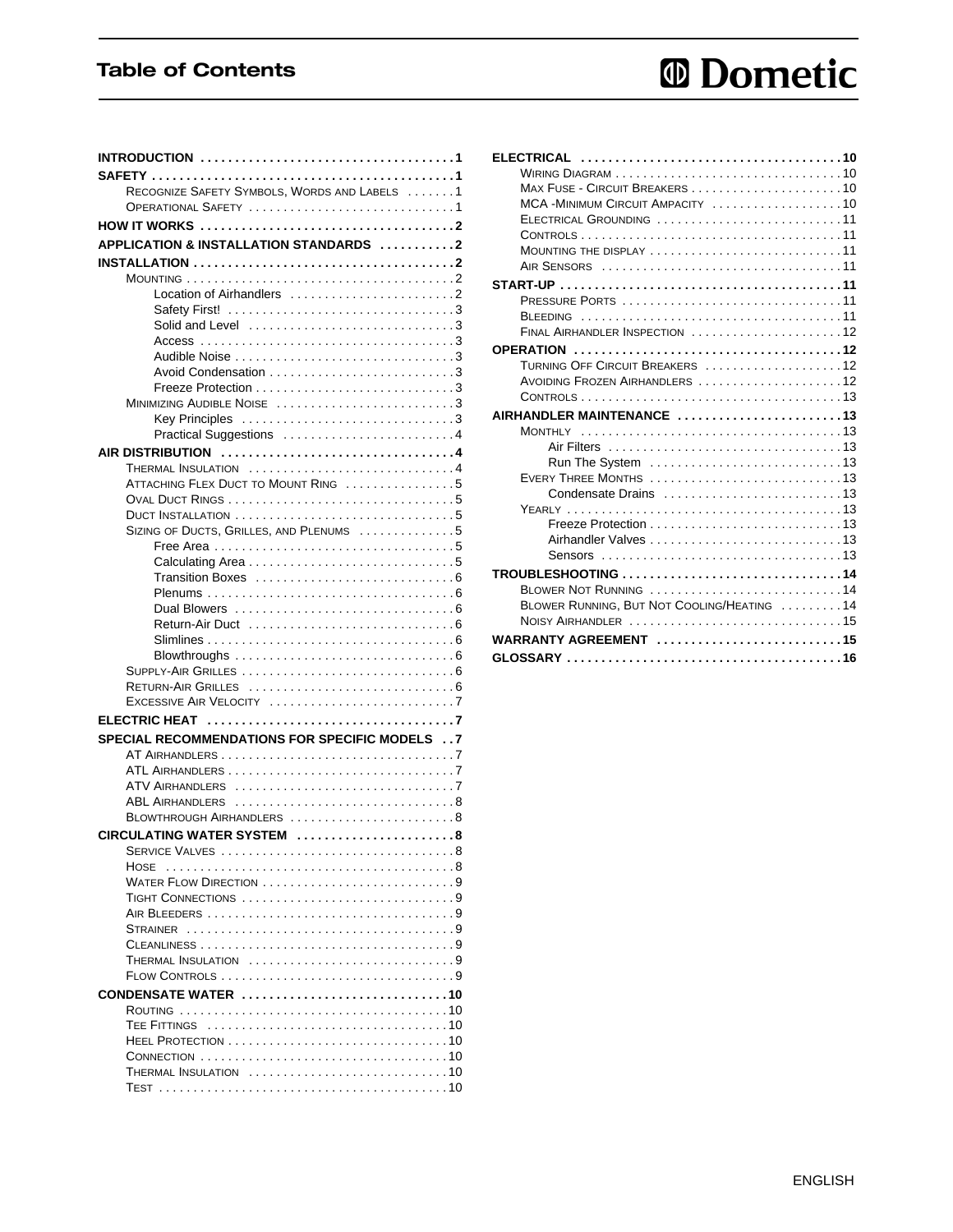# Table of Contents

**Dometic**

- **INTRODUCTION** . . . . . 1
- **SAFETY** . . . . . 1
  - Recognize Safety Symbols, Words and Labels . . . . . 1
  - Operational Safety . . . . . 1
- **HOW IT WORKS** . . . . . 2
- **APPLICATION & INSTALLATION STANDARDS** . . . . . 2
- **INSTALLATION** . . . . . 2
  - Mounting . . . . . 2
    - Location of Airhandlers . . . . . 2
    - Safety First! . . . . . 3
    - Solid and Level . . . . . 3
    - Access . . . . . 3
    - Audible Noise . . . . . 3
    - Avoid Condensation . . . . . 3
    - Freeze Protection . . . . . 3
  - Minimizing Audible Noise . . . . . 3
    - Key Principles . . . . . 3
    - Practical Suggestions . . . . . 4
- **AIR DISTRIBUTION** . . . . . 4
  - Thermal Insulation . . . . . 4
  - Attaching Flex Duct to Mount Ring . . . . . 5
  - Oval Duct Rings . . . . . 5
  - Duct Installation . . . . . 5
  - Sizing of Ducts, Grilles, and Plenums . . . . . 5
    - Free Area . . . . . 5
    - Calculating Area . . . . . 5
    - Transition Boxes . . . . . 6
    - Plenums . . . . . 6
    - Dual Blowers . . . . . 6
    - Return-Air Duct . . . . . 6
    - Slimlines . . . . . 6
    - Blowthroughs . . . . . 6
  - Supply-Air Grilles . . . . . 6
  - Return-Air Grilles . . . . . 6
  - Excessive Air Velocity . . . . . 7
- **ELECTRIC HEAT** . . . . . 7
- **SPECIAL RECOMMENDATIONS FOR SPECIFIC MODELS** . . 7
  - AT Airhandlers . . . . . 7
  - ATL Airhandlers . . . . . 7
  - ATV Airhandlers . . . . . 7
  - ABL Airhandlers . . . . . 8
  - Blowthrough Airhandlers . . . . . 8
- **CIRCULATING WATER SYSTEM** . . . . . 8
  - Service Valves . . . . . 8
  - Hose . . . . . 8
  - Water Flow Direction . . . . . 9
  - Tight Connections . . . . . 9
  - Air Bleeders . . . . . 9
  - Strainer . . . . . 9
  - Cleanliness . . . . . 9
  - Thermal Insulation . . . . . 9
  - Flow Controls . . . . . 9
- **CONDENSATE WATER** . . . . . 10
  - Routing . . . . . 10
  - Tee Fittings . . . . . 10
  - Heel Protection . . . . . 10
  - Connection . . . . . 10
  - Thermal Insulation . . . . . 10
  - Test . . . . . 10
- **ELECTRICAL** . . . . . 10
  - Wiring Diagram . . . . . 10
  - Max Fuse - Circuit Breakers . . . . . 10
  - MCA -Minimum Circuit Ampacity . . . . . 10
  - Electrical Grounding . . . . . 11
  - Controls . . . . . 11
  - Mounting the display . . . . . 11
  - Air Sensors . . . . . 11
- **START-UP** . . . . . 11
  - Pressure Ports . . . . . 11
  - Bleeding . . . . . 11
  - Final Airhandler Inspection . . . . . 12
- **OPERATION** . . . . . 12
  - Turning Off Circuit Breakers . . . . . 12
  - Avoiding Frozen Airhandlers . . . . . 12
  - Controls . . . . . 13
- **AIRHANDLER MAINTENANCE** . . . . . 13
  - Monthly . . . . . 13
    - Air Filters . . . . . 13
    - Run The System . . . . . 13
  - Every Three Months . . . . . 13
    - Condensate Drains . . . . . 13
  - Yearly . . . . . 13
    - Freeze Protection . . . . . 13
    - Airhandler Valves . . . . . 13
    - Sensors . . . . . 13
- **TROUBLESHOOTING** . . . . . 14
  - Blower Not Running . . . . . 14
  - Blower Running, But Not Cooling/Heating . . . . . 14
  - Noisy Airhandler . . . . . 15
- **WARRANTY AGREEMENT** . . . . . 15
- **GLOSSARY** . . . . . 16

ENGLISH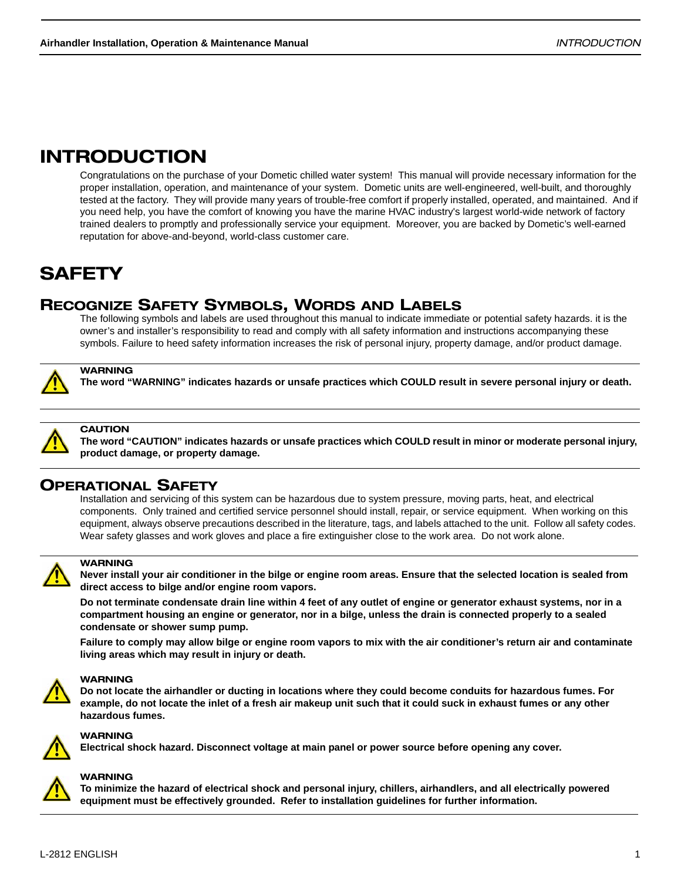# INTRODUCTION

Congratulations on the purchase of your Dometic chilled water system! This manual will provide necessary information for the proper installation, operation, and maintenance of your system. Dometic units are well-engineered, well-built, and thoroughly tested at the factory. They will provide many years of trouble-free comfort if properly installed, operated, and maintained. And if you need help, you have the comfort of knowing you have the marine HVAC industry's largest world-wide network of factory trained dealers to promptly and professionally service your equipment. Moreover, you are backed by Dometic's well-earned reputation for above-and-beyond, world-class customer care.

# SAFETY

## RECOGNIZE SAFETY SYMBOLS, WORDS AND LABELS

The following symbols and labels are used throughout this manual to indicate immediate or potential safety hazards. it is the owner's and installer's responsibility to read and comply with all safety information and instructions accompanying these symbols. Failure to heed safety information increases the risk of personal injury, property damage, and/or product damage.

> **WARNING**
> **The word "WARNING" indicates hazards or unsafe practices which COULD result in severe personal injury or death.**

> **CAUTION**
> **The word "CAUTION" indicates hazards or unsafe practices which COULD result in minor or moderate personal injury, product damage, or property damage.**

## OPERATIONAL SAFETY

Installation and servicing of this system can be hazardous due to system pressure, moving parts, heat, and electrical components. Only trained and certified service personnel should install, repair, or service equipment. When working on this equipment, always observe precautions described in the literature, tags, and labels attached to the unit. Follow all safety codes. Wear safety glasses and work gloves and place a fire extinguisher close to the work area. Do not work alone.

> **WARNING**
> **Never install your air conditioner in the bilge or engine room areas. Ensure that the selected location is sealed from direct access to bilge and/or engine room vapors.**
>
> **Do not terminate condensate drain line within 4 feet of any outlet of engine or generator exhaust systems, nor in a compartment housing an engine or generator, nor in a bilge, unless the drain is connected properly to a sealed condensate or shower sump pump.**
>
> **Failure to comply may allow bilge or engine room vapors to mix with the air conditioner's return air and contaminate living areas which may result in injury or death.**

> **WARNING**
> **Do not locate the airhandler or ducting in locations where they could become conduits for hazardous fumes. For example, do not locate the inlet of a fresh air makeup unit such that it could suck in exhaust fumes or any other hazardous fumes.**

> **WARNING**
> **Electrical shock hazard. Disconnect voltage at main panel or power source before opening any cover.**

> **WARNING**
> **To minimize the hazard of electrical shock and personal injury, chillers, airhandlers, and all electrically powered equipment must be effectively grounded. Refer to installation guidelines for further information.**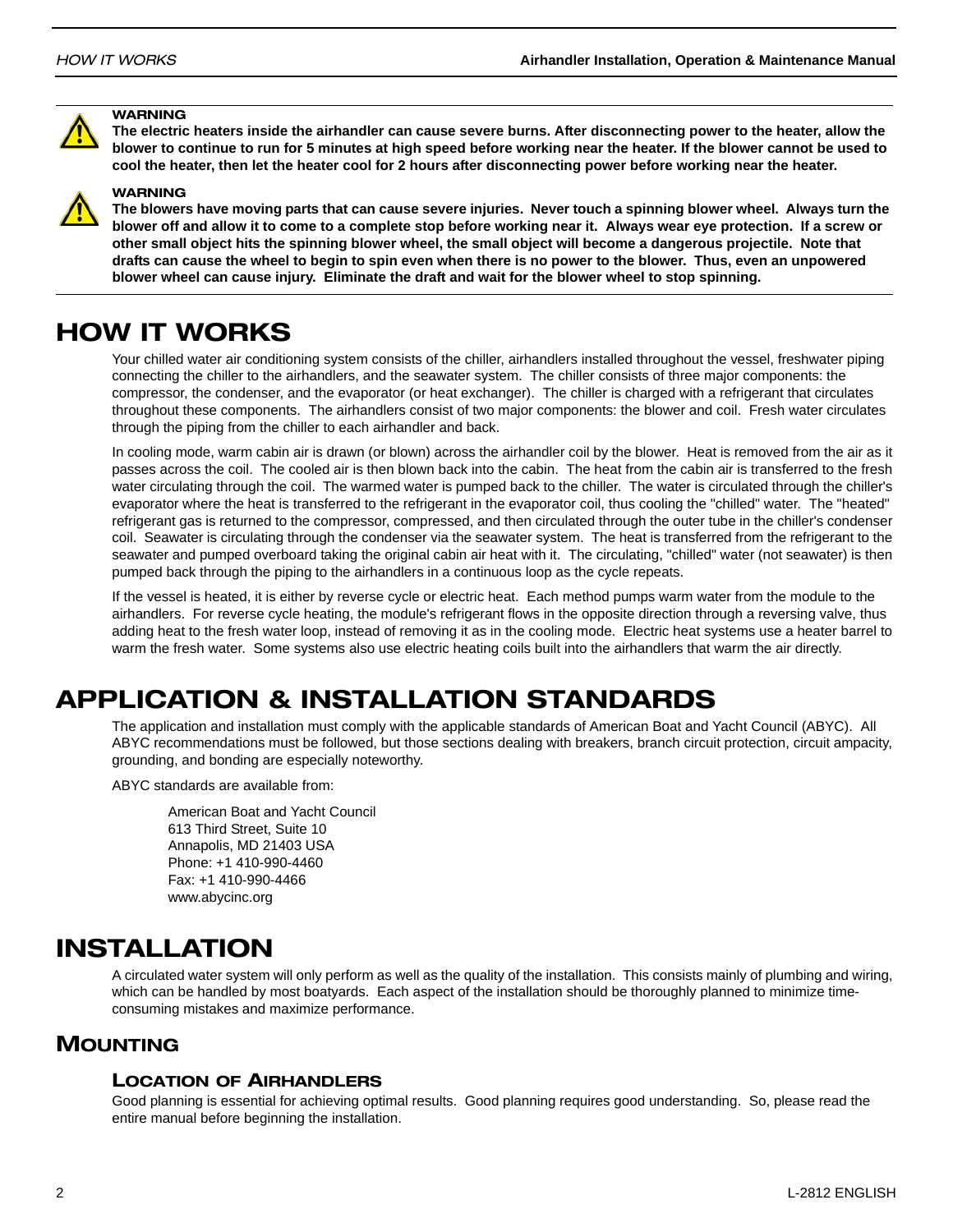**WARNING**

**The electric heaters inside the airhandler can cause severe burns. After disconnecting power to the heater, allow the blower to continue to run for 5 minutes at high speed before working near the heater. If the blower cannot be used to cool the heater, then let the heater cool for 2 hours after disconnecting power before working near the heater.**

**WARNING**

**The blowers have moving parts that can cause severe injuries. Never touch a spinning blower wheel. Always turn the blower off and allow it to come to a complete stop before working near it. Always wear eye protection. If a screw or other small object hits the spinning blower wheel, the small object will become a dangerous projectile. Note that drafts can cause the wheel to begin to spin even when there is no power to the blower. Thus, even an unpowered blower wheel can cause injury. Eliminate the draft and wait for the blower wheel to stop spinning.**

# HOW IT WORKS

Your chilled water air conditioning system consists of the chiller, airhandlers installed throughout the vessel, freshwater piping connecting the chiller to the airhandlers, and the seawater system. The chiller consists of three major components: the compressor, the condenser, and the evaporator (or heat exchanger). The chiller is charged with a refrigerant that circulates throughout these components. The airhandlers consist of two major components: the blower and coil. Fresh water circulates through the piping from the chiller to each airhandler and back.

In cooling mode, warm cabin air is drawn (or blown) across the airhandler coil by the blower. Heat is removed from the air as it passes across the coil. The cooled air is then blown back into the cabin. The heat from the cabin air is transferred to the fresh water circulating through the coil. The warmed water is pumped back to the chiller. The water is circulated through the chiller's evaporator where the heat is transferred to the refrigerant in the evaporator coil, thus cooling the "chilled" water. The "heated" refrigerant gas is returned to the compressor, compressed, and then circulated through the outer tube in the chiller's condenser coil. Seawater is circulating through the condenser via the seawater system. The heat is transferred from the refrigerant to the seawater and pumped overboard taking the original cabin air heat with it. The circulating, "chilled" water (not seawater) is then pumped back through the piping to the airhandlers in a continuous loop as the cycle repeats.

If the vessel is heated, it is either by reverse cycle or electric heat. Each method pumps warm water from the module to the airhandlers. For reverse cycle heating, the module's refrigerant flows in the opposite direction through a reversing valve, thus adding heat to the fresh water loop, instead of removing it as in the cooling mode. Electric heat systems use a heater barrel to warm the fresh water. Some systems also use electric heating coils built into the airhandlers that warm the air directly.

# APPLICATION & INSTALLATION STANDARDS

The application and installation must comply with the applicable standards of American Boat and Yacht Council (ABYC). All ABYC recommendations must be followed, but those sections dealing with breakers, branch circuit protection, circuit ampacity, grounding, and bonding are especially noteworthy.

ABYC standards are available from:

American Boat and Yacht Council
613 Third Street, Suite 10
Annapolis, MD 21403 USA
Phone: +1 410-990-4460
Fax: +1 410-990-4466
www.abycinc.org

# INSTALLATION

A circulated water system will only perform as well as the quality of the installation. This consists mainly of plumbing and wiring, which can be handled by most boatyards. Each aspect of the installation should be thoroughly planned to minimize time-consuming mistakes and maximize performance.

## MOUNTING

### LOCATION OF AIRHANDLERS

Good planning is essential for achieving optimal results. Good planning requires good understanding. So, please read the entire manual before beginning the installation.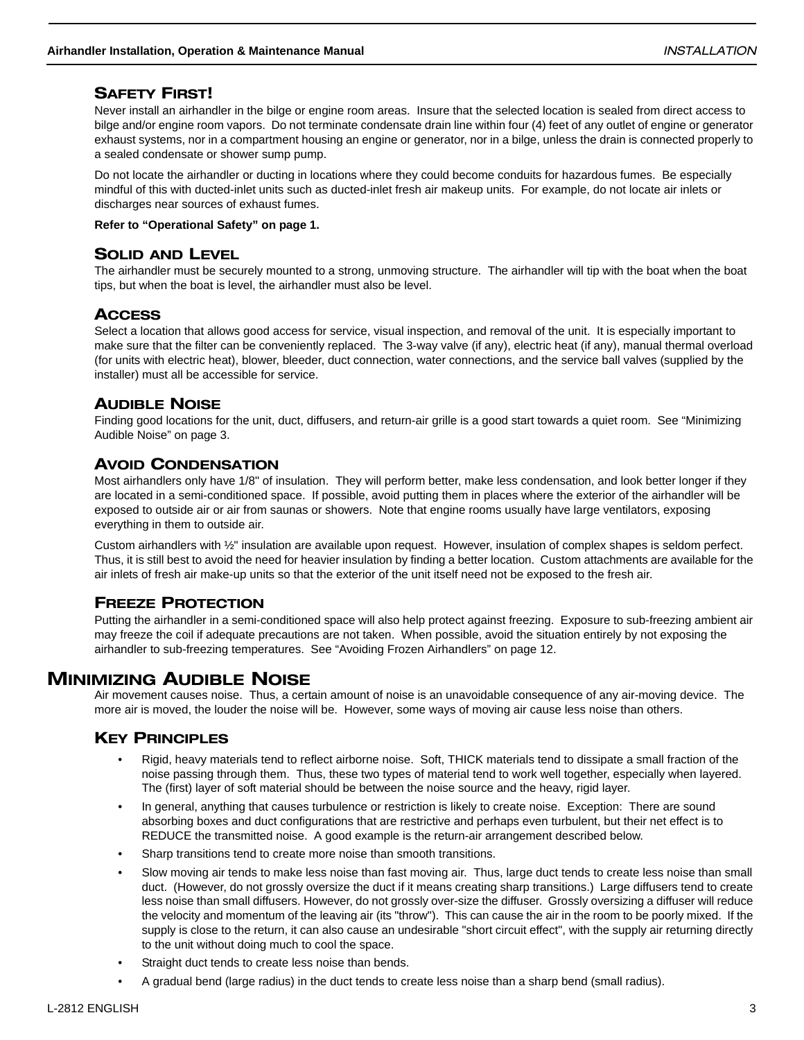### Safety First!

Never install an airhandler in the bilge or engine room areas. Insure that the selected location is sealed from direct access to bilge and/or engine room vapors. Do not terminate condensate drain line within four (4) feet of any outlet of engine or generator exhaust systems, nor in a compartment housing an engine or generator, nor in a bilge, unless the drain is connected properly to a sealed condensate or shower sump pump.

Do not locate the airhandler or ducting in locations where they could become conduits for hazardous fumes. Be especially mindful of this with ducted-inlet units such as ducted-inlet fresh air makeup units. For example, do not locate air inlets or discharges near sources of exhaust fumes.

**Refer to "Operational Safety" on page 1.**

### Solid and Level

The airhandler must be securely mounted to a strong, unmoving structure. The airhandler will tip with the boat when the boat tips, but when the boat is level, the airhandler must also be level.

### Access

Select a location that allows good access for service, visual inspection, and removal of the unit. It is especially important to make sure that the filter can be conveniently replaced. The 3-way valve (if any), electric heat (if any), manual thermal overload (for units with electric heat), blower, bleeder, duct connection, water connections, and the service ball valves (supplied by the installer) must all be accessible for service.

### Audible Noise

Finding good locations for the unit, duct, diffusers, and return-air grille is a good start towards a quiet room. See "Minimizing Audible Noise" on page 3.

### Avoid Condensation

Most airhandlers only have 1/8" of insulation. They will perform better, make less condensation, and look better longer if they are located in a semi-conditioned space. If possible, avoid putting them in places where the exterior of the airhandler will be exposed to outside air or air from saunas or showers. Note that engine rooms usually have large ventilators, exposing everything in them to outside air.

Custom airhandlers with ½" insulation are available upon request. However, insulation of complex shapes is seldom perfect. Thus, it is still best to avoid the need for heavier insulation by finding a better location. Custom attachments are available for the air inlets of fresh air make-up units so that the exterior of the unit itself need not be exposed to the fresh air.

### Freeze Protection

Putting the airhandler in a semi-conditioned space will also help protect against freezing. Exposure to sub-freezing ambient air may freeze the coil if adequate precautions are not taken. When possible, avoid the situation entirely by not exposing the airhandler to sub-freezing temperatures. See "Avoiding Frozen Airhandlers" on page 12.

## Minimizing Audible Noise

Air movement causes noise. Thus, a certain amount of noise is an unavoidable consequence of any air-moving device. The more air is moved, the louder the noise will be. However, some ways of moving air cause less noise than others.

### Key Principles

- Rigid, heavy materials tend to reflect airborne noise. Soft, THICK materials tend to dissipate a small fraction of the noise passing through them. Thus, these two types of material tend to work well together, especially when layered. The (first) layer of soft material should be between the noise source and the heavy, rigid layer.
- In general, anything that causes turbulence or restriction is likely to create noise. Exception: There are sound absorbing boxes and duct configurations that are restrictive and perhaps even turbulent, but their net effect is to REDUCE the transmitted noise. A good example is the return-air arrangement described below.
- Sharp transitions tend to create more noise than smooth transitions.
- Slow moving air tends to make less noise than fast moving air. Thus, large duct tends to create less noise than small duct. (However, do not grossly oversize the duct if it means creating sharp transitions.) Large diffusers tend to create less noise than small diffusers. However, do not grossly over-size the diffuser. Grossly oversizing a diffuser will reduce the velocity and momentum of the leaving air (its "throw"). This can cause the air in the room to be poorly mixed. If the supply is close to the return, it can also cause an undesirable "short circuit effect", with the supply air returning directly to the unit without doing much to cool the space.
- Straight duct tends to create less noise than bends.
- A gradual bend (large radius) in the duct tends to create less noise than a sharp bend (small radius).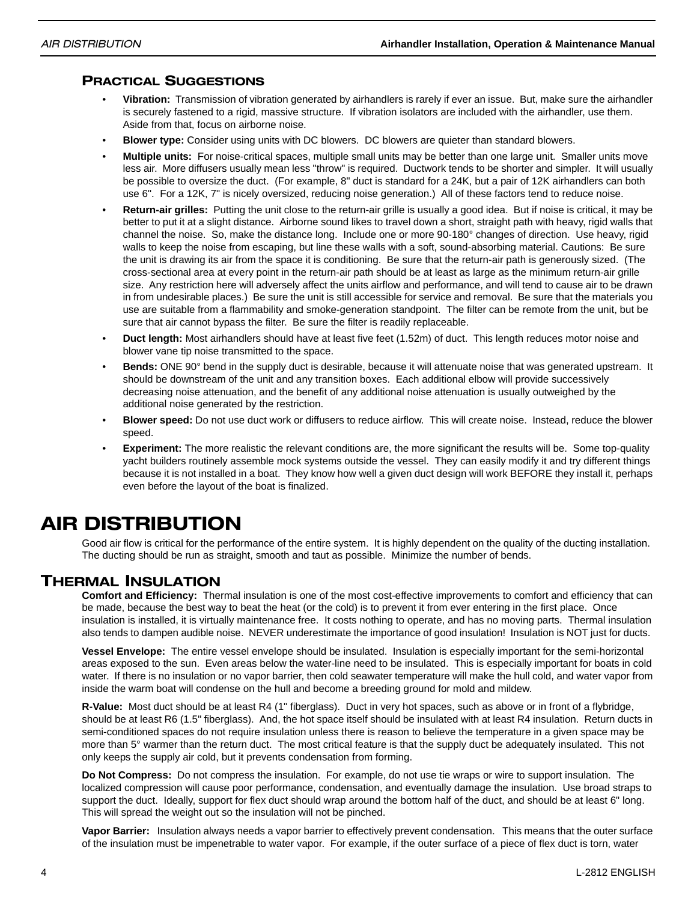### Practical Suggestions

- **Vibration:** Transmission of vibration generated by airhandlers is rarely if ever an issue. But, make sure the airhandler is securely fastened to a rigid, massive structure. If vibration isolators are included with the airhandler, use them. Aside from that, focus on airborne noise.
- **Blower type:** Consider using units with DC blowers. DC blowers are quieter than standard blowers.
- **Multiple units:** For noise-critical spaces, multiple small units may be better than one large unit. Smaller units move less air. More diffusers usually mean less "throw" is required. Ductwork tends to be shorter and simpler. It will usually be possible to oversize the duct. (For example, 8" duct is standard for a 24K, but a pair of 12K airhandlers can both use 6". For a 12K, 7" is nicely oversized, reducing noise generation.) All of these factors tend to reduce noise.
- **Return-air grilles:** Putting the unit close to the return-air grille is usually a good idea. But if noise is critical, it may be better to put it at a slight distance. Airborne sound likes to travel down a short, straight path with heavy, rigid walls that channel the noise. So, make the distance long. Include one or more 90-180° changes of direction. Use heavy, rigid walls to keep the noise from escaping, but line these walls with a soft, sound-absorbing material. Cautions: Be sure the unit is drawing its air from the space it is conditioning. Be sure that the return-air path is generously sized. (The cross-sectional area at every point in the return-air path should be at least as large as the minimum return-air grille size. Any restriction here will adversely affect the units airflow and performance, and will tend to cause air to be drawn in from undesirable places.) Be sure the unit is still accessible for service and removal. Be sure that the materials you use are suitable from a flammability and smoke-generation standpoint. The filter can be remote from the unit, but be sure that air cannot bypass the filter. Be sure the filter is readily replaceable.
- **Duct length:** Most airhandlers should have at least five feet (1.52m) of duct. This length reduces motor noise and blower vane tip noise transmitted to the space.
- **Bends:** ONE 90° bend in the supply duct is desirable, because it will attenuate noise that was generated upstream. It should be downstream of the unit and any transition boxes. Each additional elbow will provide successively decreasing noise attenuation, and the benefit of any additional noise attenuation is usually outweighed by the additional noise generated by the restriction.
- **Blower speed:** Do not use duct work or diffusers to reduce airflow. This will create noise. Instead, reduce the blower speed.
- **Experiment:** The more realistic the relevant conditions are, the more significant the results will be. Some top-quality yacht builders routinely assemble mock systems outside the vessel. They can easily modify it and try different things because it is not installed in a boat. They know how well a given duct design will work BEFORE they install it, perhaps even before the layout of the boat is finalized.

# AIR DISTRIBUTION

Good air flow is critical for the performance of the entire system. It is highly dependent on the quality of the ducting installation. The ducting should be run as straight, smooth and taut as possible. Minimize the number of bends.

## Thermal Insulation

**Comfort and Efficiency:** Thermal insulation is one of the most cost-effective improvements to comfort and efficiency that can be made, because the best way to beat the heat (or the cold) is to prevent it from ever entering in the first place. Once insulation is installed, it is virtually maintenance free. It costs nothing to operate, and has no moving parts. Thermal insulation also tends to dampen audible noise. NEVER underestimate the importance of good insulation! Insulation is NOT just for ducts.

**Vessel Envelope:** The entire vessel envelope should be insulated. Insulation is especially important for the semi-horizontal areas exposed to the sun. Even areas below the water-line need to be insulated. This is especially important for boats in cold water. If there is no insulation or no vapor barrier, then cold seawater temperature will make the hull cold, and water vapor from inside the warm boat will condense on the hull and become a breeding ground for mold and mildew.

**R-Value:** Most duct should be at least R4 (1" fiberglass). Duct in very hot spaces, such as above or in front of a flybridge, should be at least R6 (1.5" fiberglass). And, the hot space itself should be insulated with at least R4 insulation. Return ducts in semi-conditioned spaces do not require insulation unless there is reason to believe the temperature in a given space may be more than 5° warmer than the return duct. The most critical feature is that the supply duct be adequately insulated. This not only keeps the supply air cold, but it prevents condensation from forming.

**Do Not Compress:** Do not compress the insulation. For example, do not use tie wraps or wire to support insulation. The localized compression will cause poor performance, condensation, and eventually damage the insulation. Use broad straps to support the duct. Ideally, support for flex duct should wrap around the bottom half of the duct, and should be at least 6" long. This will spread the weight out so the insulation will not be pinched.

**Vapor Barrier:** Insulation always needs a vapor barrier to effectively prevent condensation. This means that the outer surface of the insulation must be impenetrable to water vapor. For example, if the outer surface of a piece of flex duct is torn, water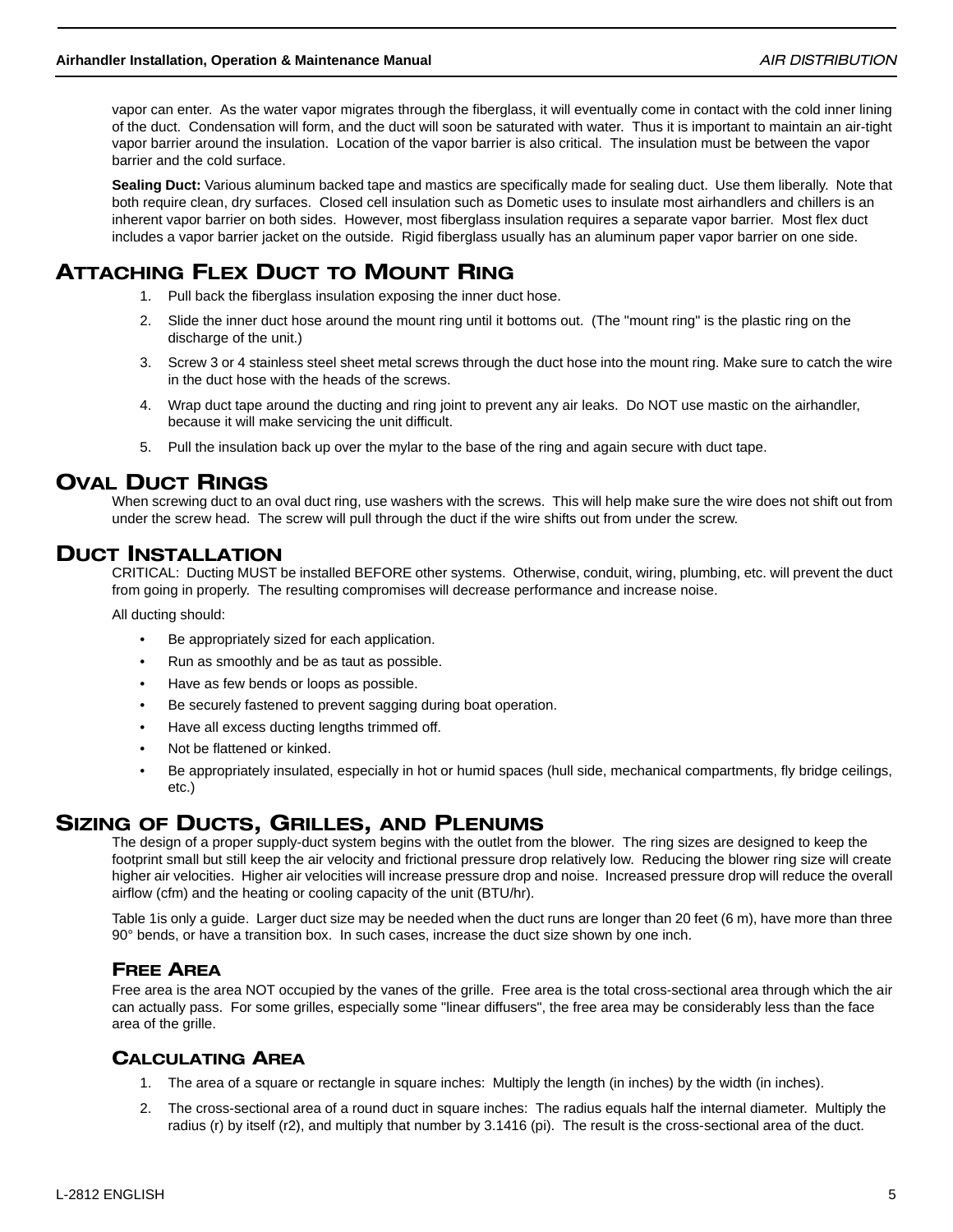vapor can enter. As the water vapor migrates through the fiberglass, it will eventually come in contact with the cold inner lining of the duct. Condensation will form, and the duct will soon be saturated with water. Thus it is important to maintain an air-tight vapor barrier around the insulation. Location of the vapor barrier is also critical. The insulation must be between the vapor barrier and the cold surface.

**Sealing Duct:** Various aluminum backed tape and mastics are specifically made for sealing duct. Use them liberally. Note that both require clean, dry surfaces. Closed cell insulation such as Dometic uses to insulate most airhandlers and chillers is an inherent vapor barrier on both sides. However, most fiberglass insulation requires a separate vapor barrier. Most flex duct includes a vapor barrier jacket on the outside. Rigid fiberglass usually has an aluminum paper vapor barrier on one side.

## Attaching Flex Duct to Mount Ring

1. Pull back the fiberglass insulation exposing the inner duct hose.
2. Slide the inner duct hose around the mount ring until it bottoms out. (The "mount ring" is the plastic ring on the discharge of the unit.)
3. Screw 3 or 4 stainless steel sheet metal screws through the duct hose into the mount ring. Make sure to catch the wire in the duct hose with the heads of the screws.
4. Wrap duct tape around the ducting and ring joint to prevent any air leaks. Do NOT use mastic on the airhandler, because it will make servicing the unit difficult.
5. Pull the insulation back up over the mylar to the base of the ring and again secure with duct tape.

## Oval Duct Rings

When screwing duct to an oval duct ring, use washers with the screws. This will help make sure the wire does not shift out from under the screw head. The screw will pull through the duct if the wire shifts out from under the screw.

## Duct Installation

CRITICAL: Ducting MUST be installed BEFORE other systems. Otherwise, conduit, wiring, plumbing, etc. will prevent the duct from going in properly. The resulting compromises will decrease performance and increase noise.

All ducting should:

- Be appropriately sized for each application.
- Run as smoothly and be as taut as possible.
- Have as few bends or loops as possible.
- Be securely fastened to prevent sagging during boat operation.
- Have all excess ducting lengths trimmed off.
- Not be flattened or kinked.
- Be appropriately insulated, especially in hot or humid spaces (hull side, mechanical compartments, fly bridge ceilings, etc.)

## Sizing of Ducts, Grilles, and Plenums

The design of a proper supply-duct system begins with the outlet from the blower. The ring sizes are designed to keep the footprint small but still keep the air velocity and frictional pressure drop relatively low. Reducing the blower ring size will create higher air velocities. Higher air velocities will increase pressure drop and noise. Increased pressure drop will reduce the overall airflow (cfm) and the heating or cooling capacity of the unit (BTU/hr).

Table 1is only a guide. Larger duct size may be needed when the duct runs are longer than 20 feet (6 m), have more than three 90° bends, or have a transition box. In such cases, increase the duct size shown by one inch.

### Free Area

Free area is the area NOT occupied by the vanes of the grille. Free area is the total cross-sectional area through which the air can actually pass. For some grilles, especially some "linear diffusers", the free area may be considerably less than the face area of the grille.

### Calculating Area

1. The area of a square or rectangle in square inches: Multiply the length (in inches) by the width (in inches).
2. The cross-sectional area of a round duct in square inches: The radius equals half the internal diameter. Multiply the radius (r) by itself ($r^2$), and multiply that number by 3.1416 (pi). The result is the cross-sectional area of the duct.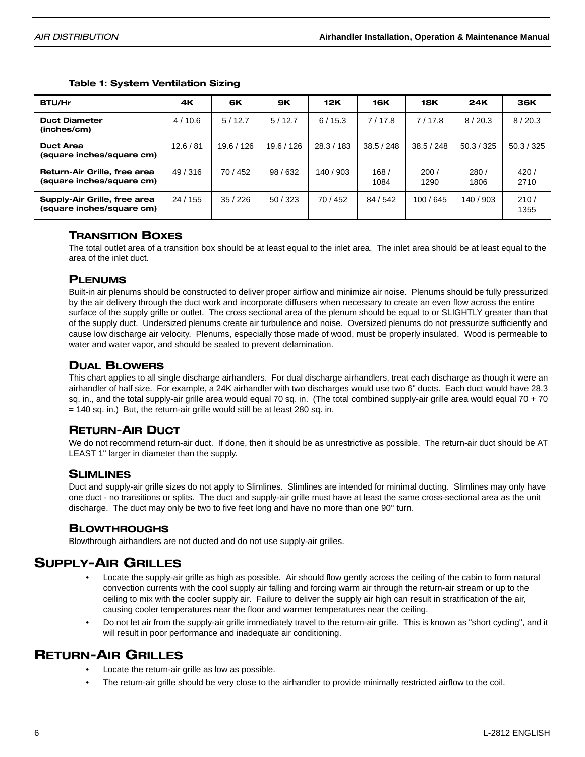**Table 1: System Ventilation Sizing**

| BTU/Hr | 4K | 6K | 9K | 12K | 16K | 18K | 24K | 36K |
|---|---|---|---|---|---|---|---|---|
| **Duct Diameter (inches/cm)** | 4 / 10.6 | 5 / 12.7 | 5 / 12.7 | 6 / 15.3 | 7 / 17.8 | 7 / 17.8 | 8 / 20.3 | 8 / 20.3 |
| **Duct Area (square inches/square cm)** | 12.6 / 81 | 19.6 / 126 | 19.6 / 126 | 28.3 / 183 | 38.5 / 248 | 38.5 / 248 | 50.3 / 325 | 50.3 / 325 |
| **Return-Air Grille, free area (square inches/square cm)** | 49 / 316 | 70 / 452 | 98 / 632 | 140 / 903 | 168 / 1084 | 200 / 1290 | 280 / 1806 | 420 / 2710 |
| **Supply-Air Grille, free area (square inches/square cm)** | 24 / 155 | 35 / 226 | 50 / 323 | 70 / 452 | 84 / 542 | 100 / 645 | 140 / 903 | 210 / 1355 |

### Transition Boxes

The total outlet area of a transition box should be at least equal to the inlet area. The inlet area should be at least equal to the area of the inlet duct.

### Plenums

Built-in air plenums should be constructed to deliver proper airflow and minimize air noise. Plenums should be fully pressurized by the air delivery through the duct work and incorporate diffusers when necessary to create an even flow across the entire surface of the supply grille or outlet. The cross sectional area of the plenum should be equal to or SLIGHTLY greater than that of the supply duct. Undersized plenums create air turbulence and noise. Oversized plenums do not pressurize sufficiently and cause low discharge air velocity. Plenums, especially those made of wood, must be properly insulated. Wood is permeable to water and water vapor, and should be sealed to prevent delamination.

### Dual Blowers

This chart applies to all single discharge airhandlers. For dual discharge airhandlers, treat each discharge as though it were an airhandler of half size. For example, a 24K airhandler with two discharges would use two 6" ducts. Each duct would have 28.3 sq. in., and the total supply-air grille area would equal 70 sq. in. (The total combined supply-air grille area would equal 70 + 70 = 140 sq. in.) But, the return-air grille would still be at least 280 sq. in.

### Return-Air Duct

We do not recommend return-air duct. If done, then it should be as unrestrictive as possible. The return-air duct should be AT LEAST 1" larger in diameter than the supply.

### Slimlines

Duct and supply-air grille sizes do not apply to Slimlines. Slimlines are intended for minimal ducting. Slimlines may only have one duct - no transitions or splits. The duct and supply-air grille must have at least the same cross-sectional area as the unit discharge. The duct may only be two to five feet long and have no more than one 90° turn.

### Blowthroughs

Blowthrough airhandlers are not ducted and do not use supply-air grilles.

## Supply-Air Grilles

- Locate the supply-air grille as high as possible. Air should flow gently across the ceiling of the cabin to form natural convection currents with the cool supply air falling and forcing warm air through the return-air stream or up to the ceiling to mix with the cooler supply air. Failure to deliver the supply air high can result in stratification of the air, causing cooler temperatures near the floor and warmer temperatures near the ceiling.
- Do not let air from the supply-air grille immediately travel to the return-air grille. This is known as "short cycling", and it will result in poor performance and inadequate air conditioning.

## Return-Air Grilles

- Locate the return-air grille as low as possible.
- The return-air grille should be very close to the airhandler to provide minimally restricted airflow to the coil.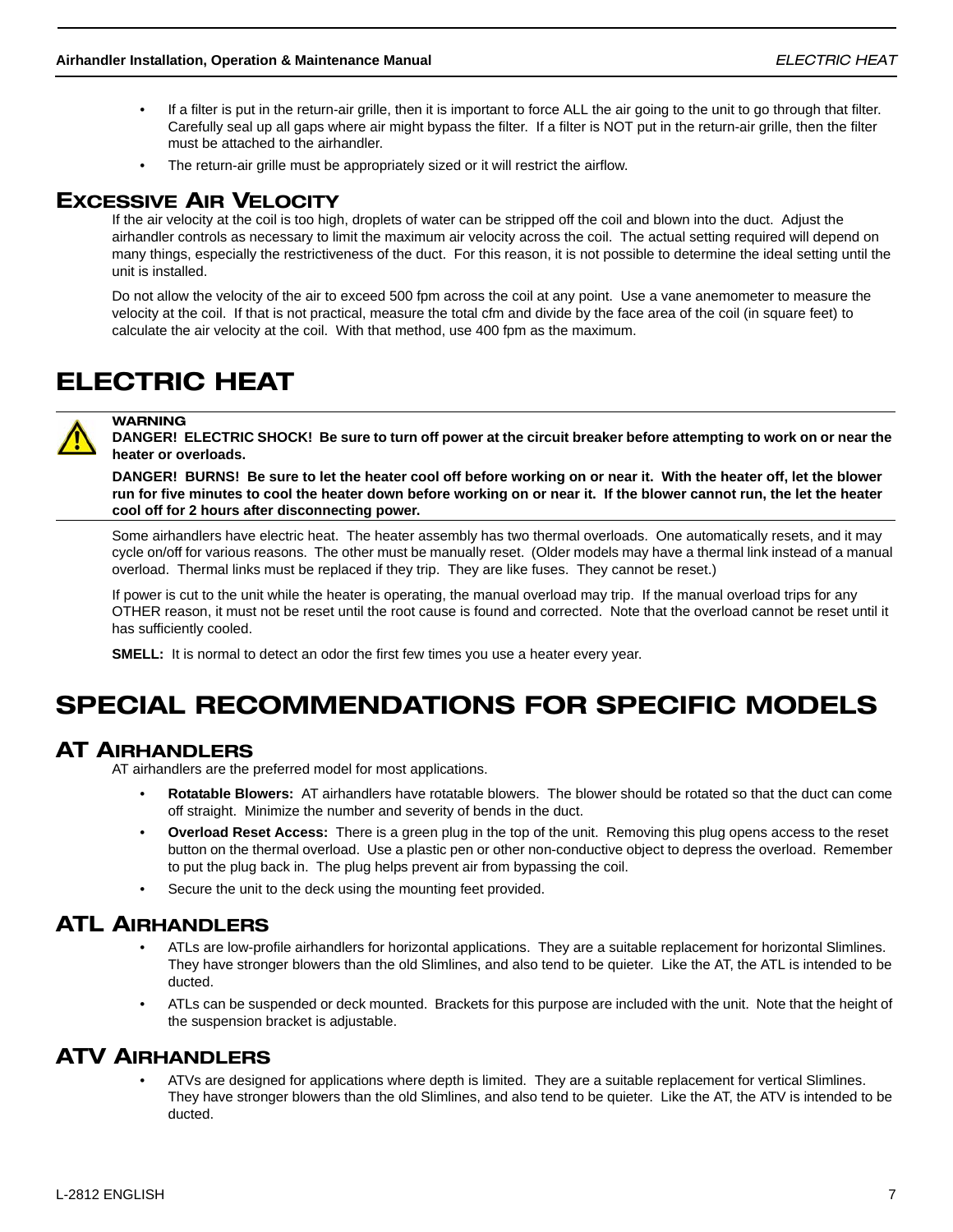- If a filter is put in the return-air grille, then it is important to force ALL the air going to the unit to go through that filter. Carefully seal up all gaps where air might bypass the filter. If a filter is NOT put in the return-air grille, then the filter must be attached to the airhandler.
- The return-air grille must be appropriately sized or it will restrict the airflow.

### Excessive Air Velocity

If the air velocity at the coil is too high, droplets of water can be stripped off the coil and blown into the duct. Adjust the airhandler controls as necessary to limit the maximum air velocity across the coil. The actual setting required will depend on many things, especially the restrictiveness of the duct. For this reason, it is not possible to determine the ideal setting until the unit is installed.

Do not allow the velocity of the air to exceed 500 fpm across the coil at any point. Use a vane anemometer to measure the velocity at the coil. If that is not practical, measure the total cfm and divide by the face area of the coil (in square feet) to calculate the air velocity at the coil. With that method, use 400 fpm as the maximum.

## ELECTRIC HEAT

**WARNING**

**DANGER! ELECTRIC SHOCK! Be sure to turn off power at the circuit breaker before attempting to work on or near the heater or overloads.**

**DANGER! BURNS! Be sure to let the heater cool off before working on or near it. With the heater off, let the blower run for five minutes to cool the heater down before working on or near it. If the blower cannot run, the let the heater cool off for 2 hours after disconnecting power.**

Some airhandlers have electric heat. The heater assembly has two thermal overloads. One automatically resets, and it may cycle on/off for various reasons. The other must be manually reset. (Older models may have a thermal link instead of a manual overload. Thermal links must be replaced if they trip. They are like fuses. They cannot be reset.)

If power is cut to the unit while the heater is operating, the manual overload may trip. If the manual overload trips for any OTHER reason, it must not be reset until the root cause is found and corrected. Note that the overload cannot be reset until it has sufficiently cooled.

**SMELL:** It is normal to detect an odor the first few times you use a heater every year.

## SPECIAL RECOMMENDATIONS FOR SPECIFIC MODELS

### AT Airhandlers

AT airhandlers are the preferred model for most applications.

- **Rotatable Blowers:** AT airhandlers have rotatable blowers. The blower should be rotated so that the duct can come off straight. Minimize the number and severity of bends in the duct.
- **Overload Reset Access:** There is a green plug in the top of the unit. Removing this plug opens access to the reset button on the thermal overload. Use a plastic pen or other non-conductive object to depress the overload. Remember to put the plug back in. The plug helps prevent air from bypassing the coil.
- Secure the unit to the deck using the mounting feet provided.

### ATL Airhandlers

- ATLs are low-profile airhandlers for horizontal applications. They are a suitable replacement for horizontal Slimlines. They have stronger blowers than the old Slimlines, and also tend to be quieter. Like the AT, the ATL is intended to be ducted.
- ATLs can be suspended or deck mounted. Brackets for this purpose are included with the unit. Note that the height of the suspension bracket is adjustable.

### ATV Airhandlers

- ATVs are designed for applications where depth is limited. They are a suitable replacement for vertical Slimlines. They have stronger blowers than the old Slimlines, and also tend to be quieter. Like the AT, the ATV is intended to be ducted.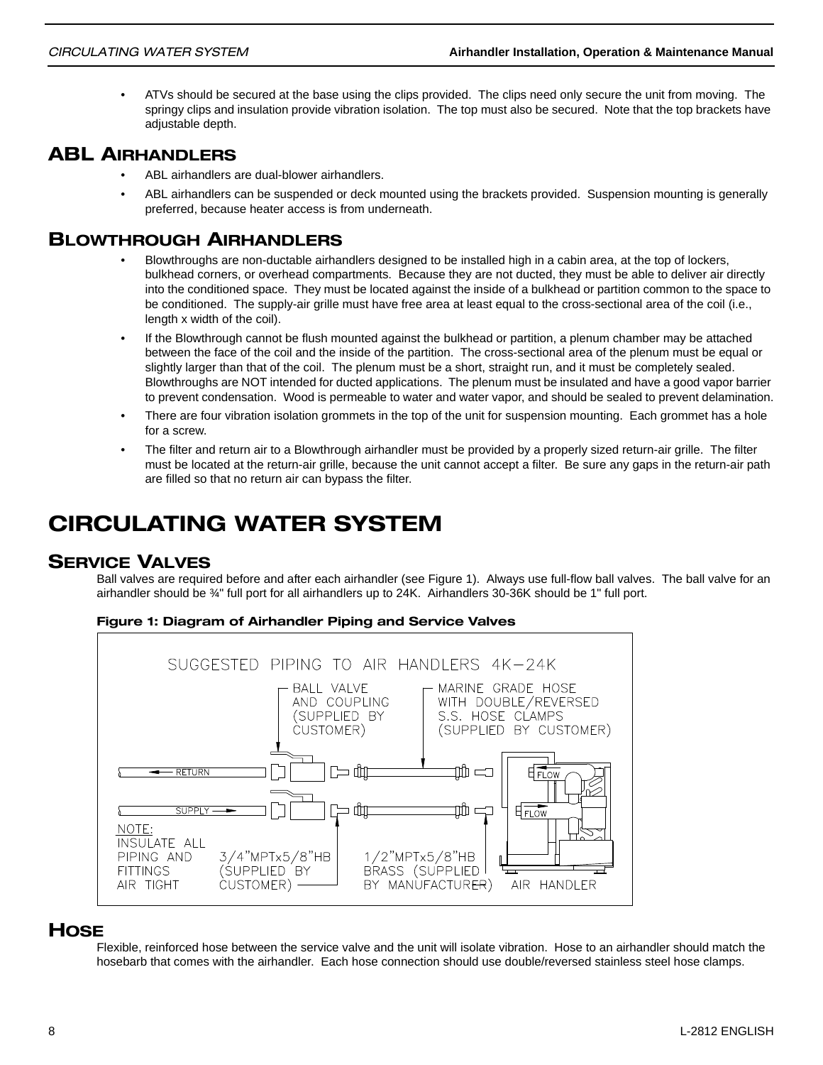- ATVs should be secured at the base using the clips provided. The clips need only secure the unit from moving. The springy clips and insulation provide vibration isolation. The top must also be secured. Note that the top brackets have adjustable depth.

## ABL Airhandlers

- ABL airhandlers are dual-blower airhandlers.
- ABL airhandlers can be suspended or deck mounted using the brackets provided. Suspension mounting is generally preferred, because heater access is from underneath.

## Blowthrough Airhandlers

- Blowthroughs are non-ductable airhandlers designed to be installed high in a cabin area, at the top of lockers, bulkhead corners, or overhead compartments. Because they are not ducted, they must be able to deliver air directly into the conditioned space. They must be located against the inside of a bulkhead or partition common to the space to be conditioned. The supply-air grille must have free area at least equal to the cross-sectional area of the coil (i.e., length x width of the coil).
- If the Blowthrough cannot be flush mounted against the bulkhead or partition, a plenum chamber may be attached between the face of the coil and the inside of the partition. The cross-sectional area of the plenum must be equal or slightly larger than that of the coil. The plenum must be a short, straight run, and it must be completely sealed. Blowthroughs are NOT intended for ducted applications. The plenum must be insulated and have a good vapor barrier to prevent condensation. Wood is permeable to water and water vapor, and should be sealed to prevent delamination.
- There are four vibration isolation grommets in the top of the unit for suspension mounting. Each grommet has a hole for a screw.
- The filter and return air to a Blowthrough airhandler must be provided by a properly sized return-air grille. The filter must be located at the return-air grille, because the unit cannot accept a filter. Be sure any gaps in the return-air path are filled so that no return air can bypass the filter.

# CIRCULATING WATER SYSTEM

## Service Valves

Ball valves are required before and after each airhandler (see Figure 1). Always use full-flow ball valves. The ball valve for an airhandler should be ¾" full port for all airhandlers up to 24K. Airhandlers 30-36K should be 1" full port.

**Figure 1: Diagram of Airhandler Piping and Service Valves**

SUGGESTED PIPING TO AIR HANDLERS 4K–24K

BALL VALVE AND COUPLING (SUPPLIED BY CUSTOMER)

MARINE GRADE HOSE WITH DOUBLE/REVERSED S.S. HOSE CLAMPS (SUPPLIED BY CUSTOMER)

RETURN

SUPPLY

FLOW

FLOW

NOTE: INSULATE ALL PIPING AND FITTINGS AIR TIGHT

3/4"MPTx5/8"HB (SUPPLIED BY CUSTOMER)

1/2"MPTx5/8"HB BRASS (SUPPLIED BY MANUFACTURER)

AIR HANDLER

## Hose

Flexible, reinforced hose between the service valve and the unit will isolate vibration. Hose to an airhandler should match the hosebarb that comes with the airhandler. Each hose connection should use double/reversed stainless steel hose clamps.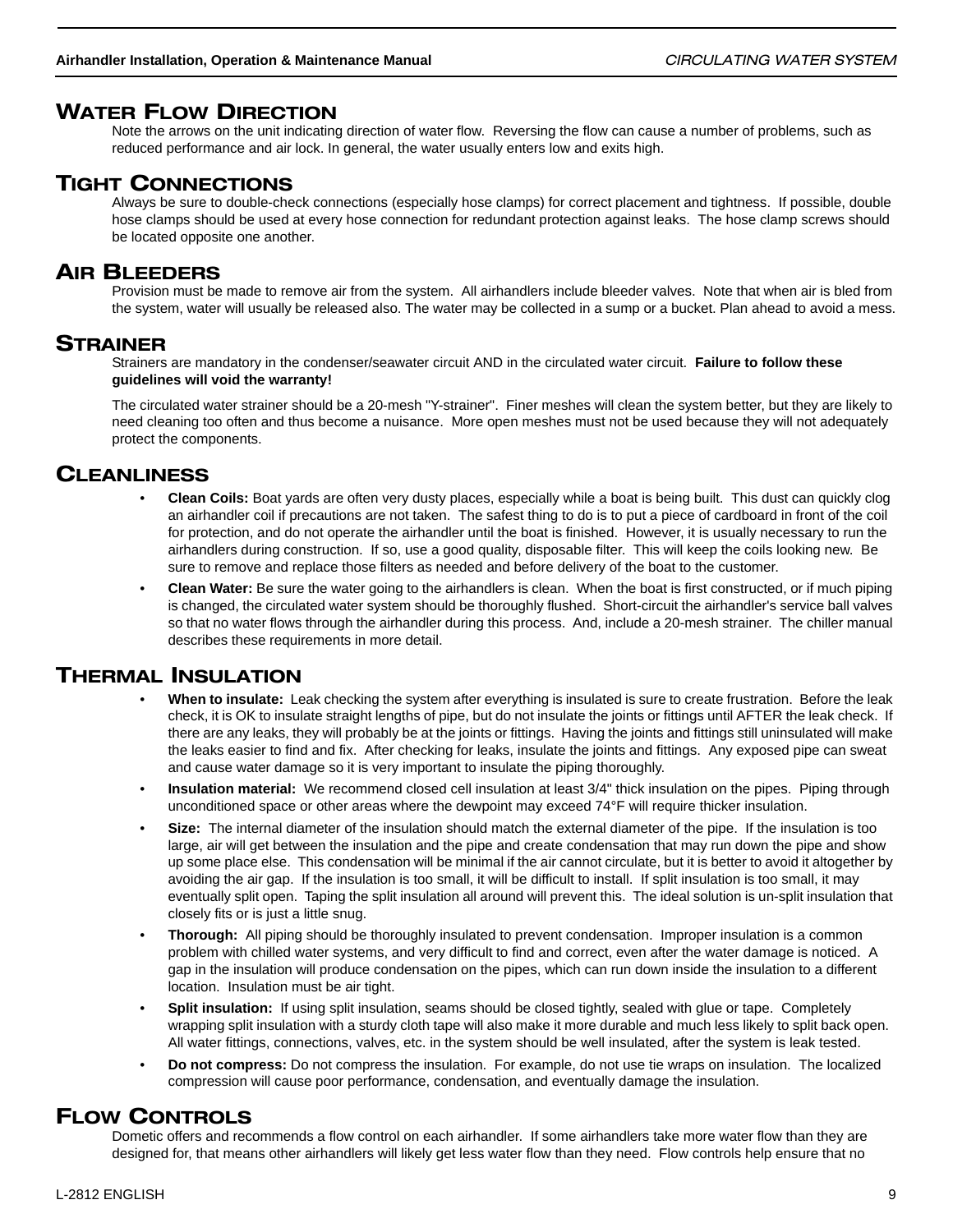## Water Flow Direction

Note the arrows on the unit indicating direction of water flow. Reversing the flow can cause a number of problems, such as reduced performance and air lock. In general, the water usually enters low and exits high.

## Tight Connections

Always be sure to double-check connections (especially hose clamps) for correct placement and tightness. If possible, double hose clamps should be used at every hose connection for redundant protection against leaks. The hose clamp screws should be located opposite one another.

## Air Bleeders

Provision must be made to remove air from the system. All airhandlers include bleeder valves. Note that when air is bled from the system, water will usually be released also. The water may be collected in a sump or a bucket. Plan ahead to avoid a mess.

## Strainer

Strainers are mandatory in the condenser/seawater circuit AND in the circulated water circuit. **Failure to follow these guidelines will void the warranty!**

The circulated water strainer should be a 20-mesh "Y-strainer". Finer meshes will clean the system better, but they are likely to need cleaning too often and thus become a nuisance. More open meshes must not be used because they will not adequately protect the components.

## Cleanliness

- **Clean Coils:** Boat yards are often very dusty places, especially while a boat is being built. This dust can quickly clog an airhandler coil if precautions are not taken. The safest thing to do is to put a piece of cardboard in front of the coil for protection, and do not operate the airhandler until the boat is finished. However, it is usually necessary to run the airhandlers during construction. If so, use a good quality, disposable filter. This will keep the coils looking new. Be sure to remove and replace those filters as needed and before delivery of the boat to the customer.
- **Clean Water:** Be sure the water going to the airhandlers is clean. When the boat is first constructed, or if much piping is changed, the circulated water system should be thoroughly flushed. Short-circuit the airhandler's service ball valves so that no water flows through the airhandler during this process. And, include a 20-mesh strainer. The chiller manual describes these requirements in more detail.

## Thermal Insulation

- **When to insulate:** Leak checking the system after everything is insulated is sure to create frustration. Before the leak check, it is OK to insulate straight lengths of pipe, but do not insulate the joints or fittings until AFTER the leak check. If there are any leaks, they will probably be at the joints or fittings. Having the joints and fittings still uninsulated will make the leaks easier to find and fix. After checking for leaks, insulate the joints and fittings. Any exposed pipe can sweat and cause water damage so it is very important to insulate the piping thoroughly.
- **Insulation material:** We recommend closed cell insulation at least 3/4" thick insulation on the pipes. Piping through unconditioned space or other areas where the dewpoint may exceed 74°F will require thicker insulation.
- **Size:** The internal diameter of the insulation should match the external diameter of the pipe. If the insulation is too large, air will get between the insulation and the pipe and create condensation that may run down the pipe and show up some place else. This condensation will be minimal if the air cannot circulate, but it is better to avoid it altogether by avoiding the air gap. If the insulation is too small, it will be difficult to install. If split insulation is too small, it may eventually split open. Taping the split insulation all around will prevent this. The ideal solution is un-split insulation that closely fits or is just a little snug.
- **Thorough:** All piping should be thoroughly insulated to prevent condensation. Improper insulation is a common problem with chilled water systems, and very difficult to find and correct, even after the water damage is noticed. A gap in the insulation will produce condensation on the pipes, which can run down inside the insulation to a different location. Insulation must be air tight.
- **Split insulation:** If using split insulation, seams should be closed tightly, sealed with glue or tape. Completely wrapping split insulation with a sturdy cloth tape will also make it more durable and much less likely to split back open. All water fittings, connections, valves, etc. in the system should be well insulated, after the system is leak tested.
- **Do not compress:** Do not compress the insulation. For example, do not use tie wraps on insulation. The localized compression will cause poor performance, condensation, and eventually damage the insulation.

## Flow Controls

Dometic offers and recommends a flow control on each airhandler. If some airhandlers take more water flow than they are designed for, that means other airhandlers will likely get less water flow than they need. Flow controls help ensure that no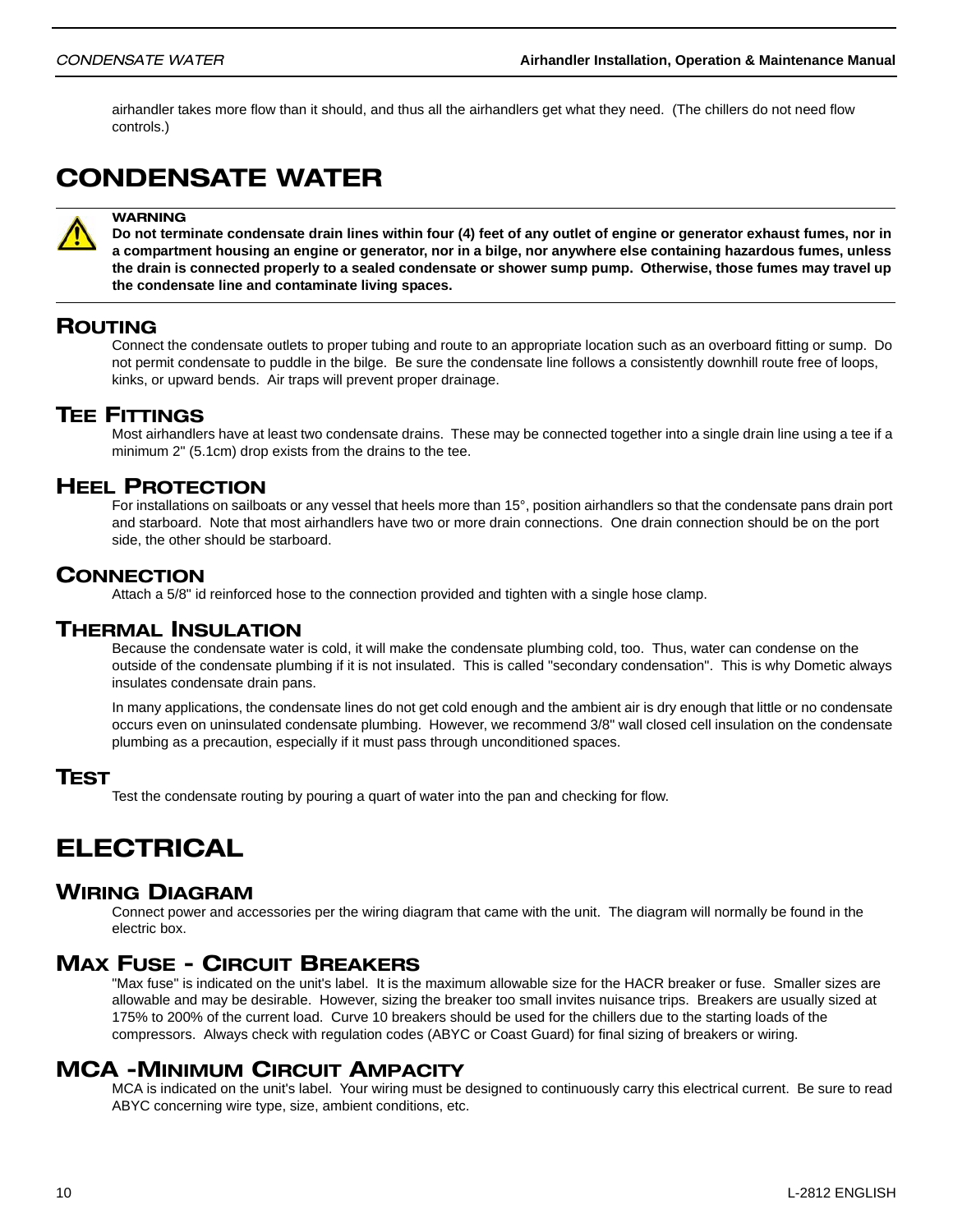airhandler takes more flow than it should, and thus all the airhandlers get what they need. (The chillers do not need flow controls.)

# CONDENSATE WATER

**WARNING**
**Do not terminate condensate drain lines within four (4) feet of any outlet of engine or generator exhaust fumes, nor in a compartment housing an engine or generator, nor in a bilge, nor anywhere else containing hazardous fumes, unless the drain is connected properly to a sealed condensate or shower sump pump. Otherwise, those fumes may travel up the condensate line and contaminate living spaces.**

## ROUTING

Connect the condensate outlets to proper tubing and route to an appropriate location such as an overboard fitting or sump. Do not permit condensate to puddle in the bilge. Be sure the condensate line follows a consistently downhill route free of loops, kinks, or upward bends. Air traps will prevent proper drainage.

## TEE FITTINGS

Most airhandlers have at least two condensate drains. These may be connected together into a single drain line using a tee if a minimum 2" (5.1cm) drop exists from the drains to the tee.

## HEEL PROTECTION

For installations on sailboats or any vessel that heels more than 15°, position airhandlers so that the condensate pans drain port and starboard. Note that most airhandlers have two or more drain connections. One drain connection should be on the port side, the other should be starboard.

## CONNECTION

Attach a 5/8" id reinforced hose to the connection provided and tighten with a single hose clamp.

## THERMAL INSULATION

Because the condensate water is cold, it will make the condensate plumbing cold, too. Thus, water can condense on the outside of the condensate plumbing if it is not insulated. This is called "secondary condensation". This is why Dometic always insulates condensate drain pans.

In many applications, the condensate lines do not get cold enough and the ambient air is dry enough that little or no condensate occurs even on uninsulated condensate plumbing. However, we recommend 3/8" wall closed cell insulation on the condensate plumbing as a precaution, especially if it must pass through unconditioned spaces.

## TEST

Test the condensate routing by pouring a quart of water into the pan and checking for flow.

# ELECTRICAL

## WIRING DIAGRAM

Connect power and accessories per the wiring diagram that came with the unit. The diagram will normally be found in the electric box.

## MAX FUSE - CIRCUIT BREAKERS

"Max fuse" is indicated on the unit's label. It is the maximum allowable size for the HACR breaker or fuse. Smaller sizes are allowable and may be desirable. However, sizing the breaker too small invites nuisance trips. Breakers are usually sized at 175% to 200% of the current load. Curve 10 breakers should be used for the chillers due to the starting loads of the compressors. Always check with regulation codes (ABYC or Coast Guard) for final sizing of breakers or wiring.

## MCA -MINIMUM CIRCUIT AMPACITY

MCA is indicated on the unit's label. Your wiring must be designed to continuously carry this electrical current. Be sure to read ABYC concerning wire type, size, ambient conditions, etc.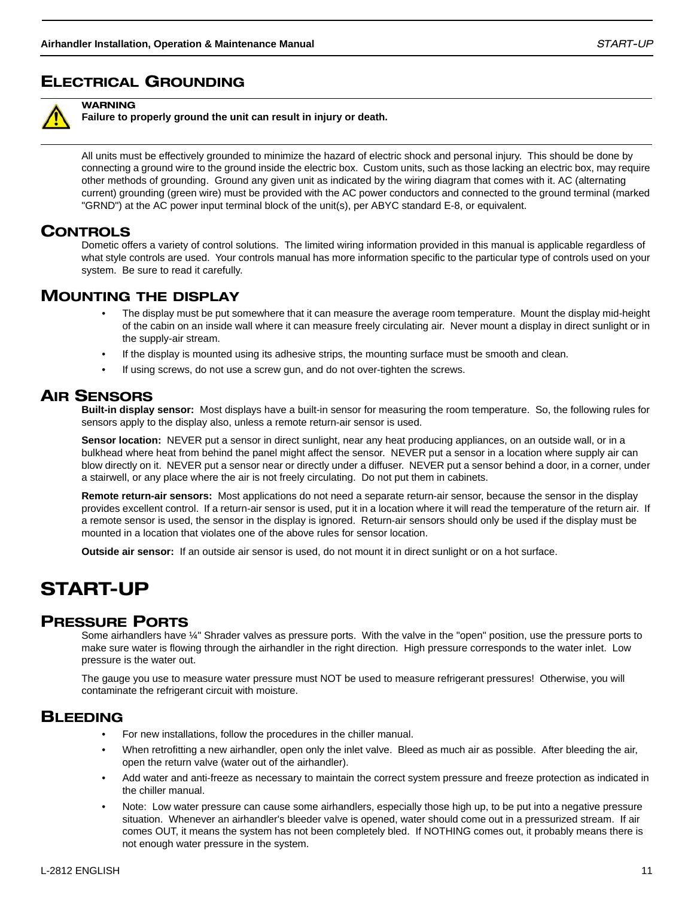## Electrical Grounding

**WARNING**
**Failure to properly ground the unit can result in injury or death.**

All units must be effectively grounded to minimize the hazard of electric shock and personal injury. This should be done by connecting a ground wire to the ground inside the electric box. Custom units, such as those lacking an electric box, may require other methods of grounding. Ground any given unit as indicated by the wiring diagram that comes with it. AC (alternating current) grounding (green wire) must be provided with the AC power conductors and connected to the ground terminal (marked "GRND") at the AC power input terminal block of the unit(s), per ABYC standard E-8, or equivalent.

## Controls

Dometic offers a variety of control solutions. The limited wiring information provided in this manual is applicable regardless of what style controls are used. Your controls manual has more information specific to the particular type of controls used on your system. Be sure to read it carefully.

## Mounting the Display

- The display must be put somewhere that it can measure the average room temperature. Mount the display mid-height of the cabin on an inside wall where it can measure freely circulating air. Never mount a display in direct sunlight or in the supply-air stream.
- If the display is mounted using its adhesive strips, the mounting surface must be smooth and clean.
- If using screws, do not use a screw gun, and do not over-tighten the screws.

## Air Sensors

**Built-in display sensor:** Most displays have a built-in sensor for measuring the room temperature. So, the following rules for sensors apply to the display also, unless a remote return-air sensor is used.

**Sensor location:** NEVER put a sensor in direct sunlight, near any heat producing appliances, on an outside wall, or in a bulkhead where heat from behind the panel might affect the sensor. NEVER put a sensor in a location where supply air can blow directly on it. NEVER put a sensor near or directly under a diffuser. NEVER put a sensor behind a door, in a corner, under a stairwell, or any place where the air is not freely circulating. Do not put them in cabinets.

**Remote return-air sensors:** Most applications do not need a separate return-air sensor, because the sensor in the display provides excellent control. If a return-air sensor is used, put it in a location where it will read the temperature of the return air. If a remote sensor is used, the sensor in the display is ignored. Return-air sensors should only be used if the display must be mounted in a location that violates one of the above rules for sensor location.

**Outside air sensor:** If an outside air sensor is used, do not mount it in direct sunlight or on a hot surface.

# START-UP

## Pressure Ports

Some airhandlers have ¼" Shrader valves as pressure ports. With the valve in the "open" position, use the pressure ports to make sure water is flowing through the airhandler in the right direction. High pressure corresponds to the water inlet. Low pressure is the water out.

The gauge you use to measure water pressure must NOT be used to measure refrigerant pressures! Otherwise, you will contaminate the refrigerant circuit with moisture.

## Bleeding

- For new installations, follow the procedures in the chiller manual.
- When retrofitting a new airhandler, open only the inlet valve. Bleed as much air as possible. After bleeding the air, open the return valve (water out of the airhandler).
- Add water and anti-freeze as necessary to maintain the correct system pressure and freeze protection as indicated in the chiller manual.
- Note: Low water pressure can cause some airhandlers, especially those high up, to be put into a negative pressure situation. Whenever an airhandler's bleeder valve is opened, water should come out in a pressurized stream. If air comes OUT, it means the system has not been completely bled. If NOTHING comes out, it probably means there is not enough water pressure in the system.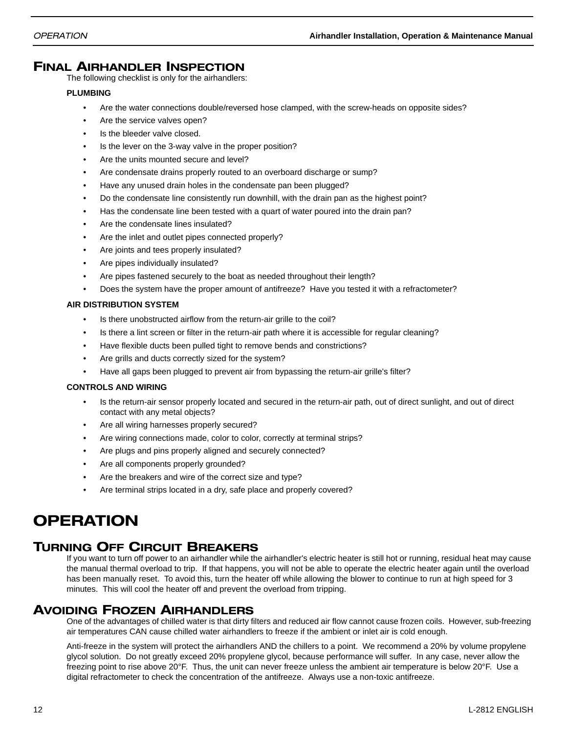## FINAL AIRHANDLER INSPECTION

The following checklist is only for the airhandlers:

**PLUMBING**

- Are the water connections double/reversed hose clamped, with the screw-heads on opposite sides?
- Are the service valves open?
- Is the bleeder valve closed.
- Is the lever on the 3-way valve in the proper position?
- Are the units mounted secure and level?
- Are condensate drains properly routed to an overboard discharge or sump?
- Have any unused drain holes in the condensate pan been plugged?
- Do the condensate line consistently run downhill, with the drain pan as the highest point?
- Has the condensate line been tested with a quart of water poured into the drain pan?
- Are the condensate lines insulated?
- Are the inlet and outlet pipes connected properly?
- Are joints and tees properly insulated?
- Are pipes individually insulated?
- Are pipes fastened securely to the boat as needed throughout their length?
- Does the system have the proper amount of antifreeze? Have you tested it with a refractometer?

**AIR DISTRIBUTION SYSTEM**

- Is there unobstructed airflow from the return-air grille to the coil?
- Is there a lint screen or filter in the return-air path where it is accessible for regular cleaning?
- Have flexible ducts been pulled tight to remove bends and constrictions?
- Are grills and ducts correctly sized for the system?
- Have all gaps been plugged to prevent air from bypassing the return-air grille's filter?

**CONTROLS AND WIRING**

- Is the return-air sensor properly located and secured in the return-air path, out of direct sunlight, and out of direct contact with any metal objects?
- Are all wiring harnesses properly secured?
- Are wiring connections made, color to color, correctly at terminal strips?
- Are plugs and pins properly aligned and securely connected?
- Are all components properly grounded?
- Are the breakers and wire of the correct size and type?
- Are terminal strips located in a dry, safe place and properly covered?

# OPERATION

## TURNING OFF CIRCUIT BREAKERS

If you want to turn off power to an airhandler while the airhandler's electric heater is still hot or running, residual heat may cause the manual thermal overload to trip. If that happens, you will not be able to operate the electric heater again until the overload has been manually reset. To avoid this, turn the heater off while allowing the blower to continue to run at high speed for 3 minutes. This will cool the heater off and prevent the overload from tripping.

## AVOIDING FROZEN AIRHANDLERS

One of the advantages of chilled water is that dirty filters and reduced air flow cannot cause frozen coils. However, sub-freezing air temperatures CAN cause chilled water airhandlers to freeze if the ambient or inlet air is cold enough.

Anti-freeze in the system will protect the airhandlers AND the chillers to a point. We recommend a 20% by volume propylene glycol solution. Do not greatly exceed 20% propylene glycol, because performance will suffer. In any case, never allow the freezing point to rise above 20°F. Thus, the unit can never freeze unless the ambient air temperature is below 20°F. Use a digital refractometer to check the concentration of the antifreeze. Always use a non-toxic antifreeze.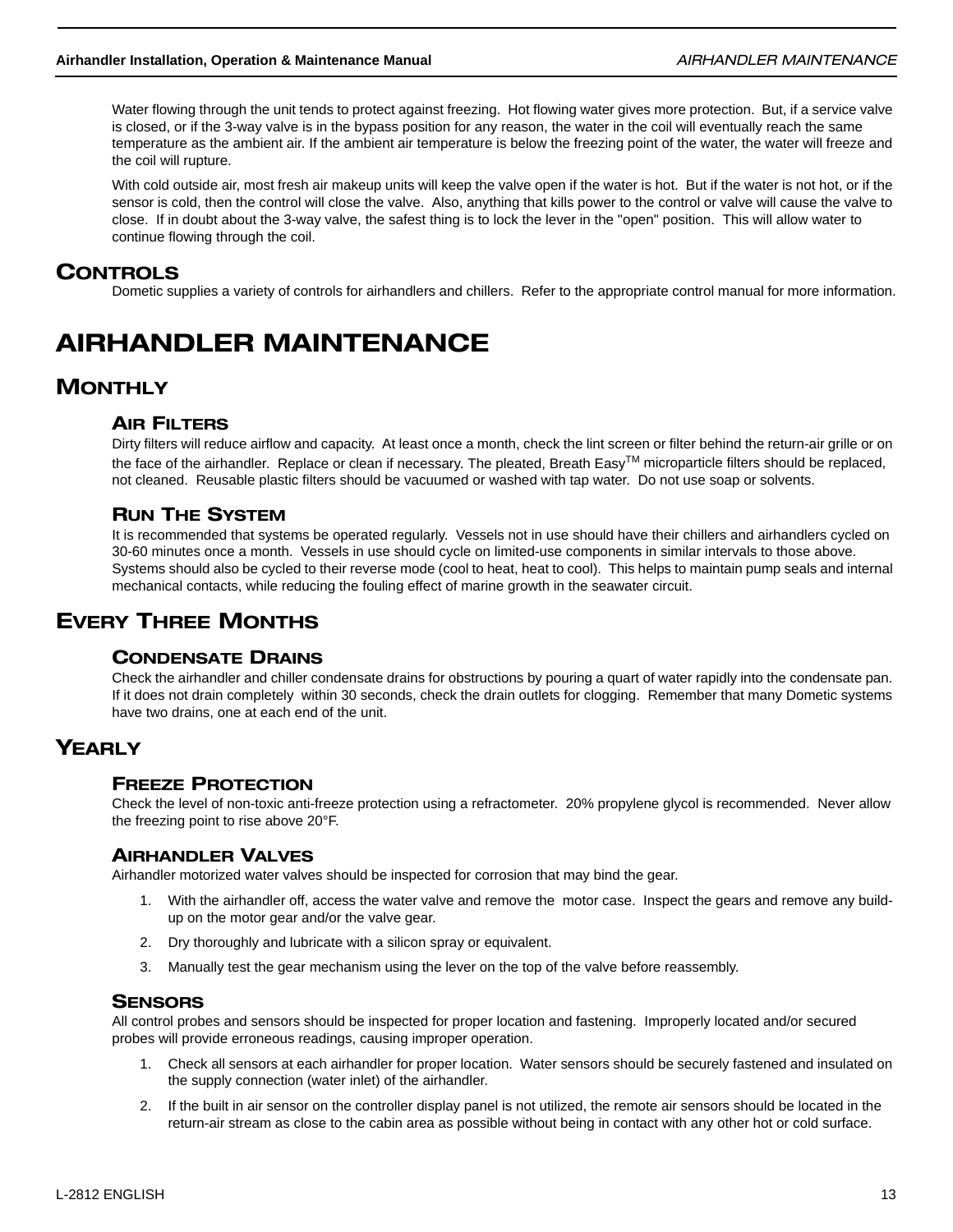Water flowing through the unit tends to protect against freezing. Hot flowing water gives more protection. But, if a service valve is closed, or if the 3-way valve is in the bypass position for any reason, the water in the coil will eventually reach the same temperature as the ambient air. If the ambient air temperature is below the freezing point of the water, the water will freeze and the coil will rupture.

With cold outside air, most fresh air makeup units will keep the valve open if the water is hot. But if the water is not hot, or if the sensor is cold, then the control will close the valve. Also, anything that kills power to the control or valve will cause the valve to close. If in doubt about the 3-way valve, the safest thing is to lock the lever in the "open" position. This will allow water to continue flowing through the coil.

## Controls

Dometic supplies a variety of controls for airhandlers and chillers. Refer to the appropriate control manual for more information.

# AIRHANDLER MAINTENANCE

## Monthly

### Air Filters

Dirty filters will reduce airflow and capacity. At least once a month, check the lint screen or filter behind the return-air grille or on the face of the airhandler. Replace or clean if necessary. The pleated, Breath Easy™ microparticle filters should be replaced, not cleaned. Reusable plastic filters should be vacuumed or washed with tap water. Do not use soap or solvents.

### Run The System

It is recommended that systems be operated regularly. Vessels not in use should have their chillers and airhandlers cycled on 30-60 minutes once a month. Vessels in use should cycle on limited-use components in similar intervals to those above. Systems should also be cycled to their reverse mode (cool to heat, heat to cool). This helps to maintain pump seals and internal mechanical contacts, while reducing the fouling effect of marine growth in the seawater circuit.

## Every Three Months

### Condensate Drains

Check the airhandler and chiller condensate drains for obstructions by pouring a quart of water rapidly into the condensate pan. If it does not drain completely within 30 seconds, check the drain outlets for clogging. Remember that many Dometic systems have two drains, one at each end of the unit.

## Yearly

### Freeze Protection

Check the level of non-toxic anti-freeze protection using a refractometer. 20% propylene glycol is recommended. Never allow the freezing point to rise above 20°F.

### Airhandler Valves

Airhandler motorized water valves should be inspected for corrosion that may bind the gear.

1. With the airhandler off, access the water valve and remove the motor case. Inspect the gears and remove any build-up on the motor gear and/or the valve gear.
2. Dry thoroughly and lubricate with a silicon spray or equivalent.
3. Manually test the gear mechanism using the lever on the top of the valve before reassembly.

### Sensors

All control probes and sensors should be inspected for proper location and fastening. Improperly located and/or secured probes will provide erroneous readings, causing improper operation.

1. Check all sensors at each airhandler for proper location. Water sensors should be securely fastened and insulated on the supply connection (water inlet) of the airhandler.
2. If the built in air sensor on the controller display panel is not utilized, the remote air sensors should be located in the return-air stream as close to the cabin area as possible without being in contact with any other hot or cold surface.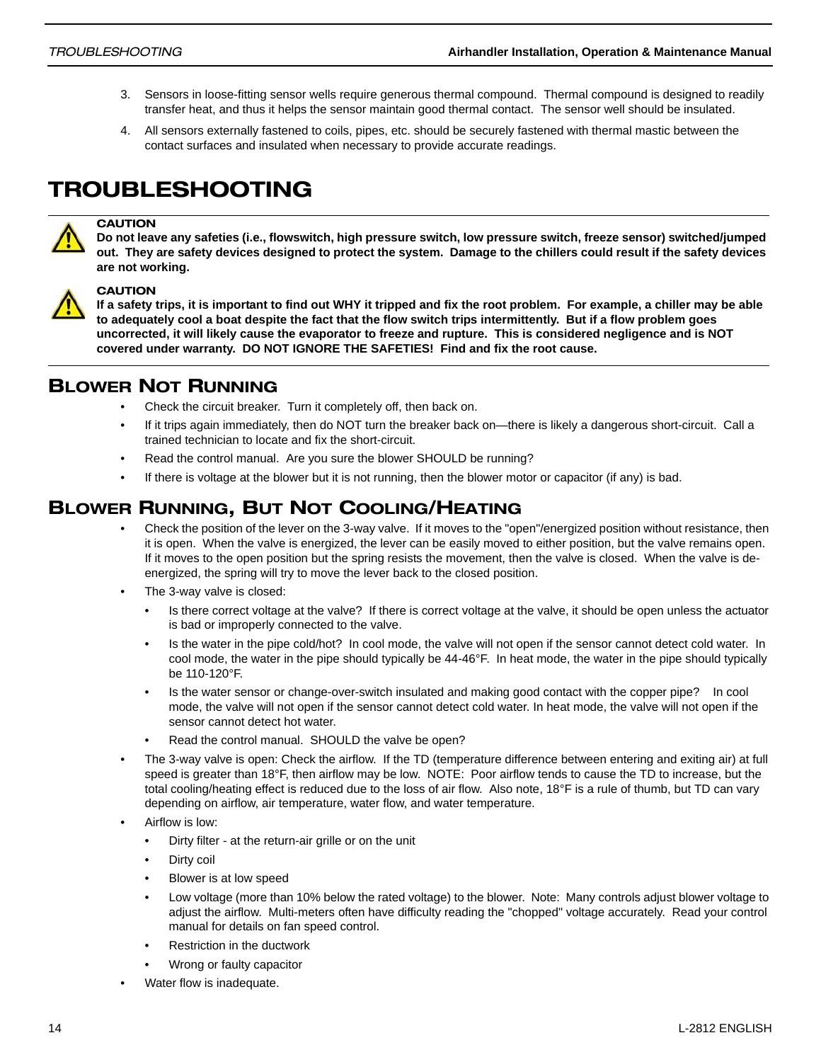3. Sensors in loose-fitting sensor wells require generous thermal compound. Thermal compound is designed to readily transfer heat, and thus it helps the sensor maintain good thermal contact. The sensor well should be insulated.
4. All sensors externally fastened to coils, pipes, etc. should be securely fastened with thermal mastic between the contact surfaces and insulated when necessary to provide accurate readings.

# TROUBLESHOOTING

**CAUTION**
**Do not leave any safeties (i.e., flowswitch, high pressure switch, low pressure switch, freeze sensor) switched/jumped out. They are safety devices designed to protect the system. Damage to the chillers could result if the safety devices are not working.**

**CAUTION**
**If a safety trips, it is important to find out WHY it tripped and fix the root problem. For example, a chiller may be able to adequately cool a boat despite the fact that the flow switch trips intermittently. But if a flow problem goes uncorrected, it will likely cause the evaporator to freeze and rupture. This is considered negligence and is NOT covered under warranty. DO NOT IGNORE THE SAFETIES! Find and fix the root cause.**

## Blower Not Running

- Check the circuit breaker. Turn it completely off, then back on.
- If it trips again immediately, then do NOT turn the breaker back on—there is likely a dangerous short-circuit. Call a trained technician to locate and fix the short-circuit.
- Read the control manual. Are you sure the blower SHOULD be running?
- If there is voltage at the blower but it is not running, then the blower motor or capacitor (if any) is bad.

## Blower Running, But Not Cooling/Heating

- Check the position of the lever on the 3-way valve. If it moves to the "open"/energized position without resistance, then it is open. When the valve is energized, the lever can be easily moved to either position, but the valve remains open. If it moves to the open position but the spring resists the movement, then the valve is closed. When the valve is de-energized, the spring will try to move the lever back to the closed position.
- The 3-way valve is closed:
  - Is there correct voltage at the valve? If there is correct voltage at the valve, it should be open unless the actuator is bad or improperly connected to the valve.
  - Is the water in the pipe cold/hot? In cool mode, the valve will not open if the sensor cannot detect cold water. In cool mode, the water in the pipe should typically be 44-46°F. In heat mode, the water in the pipe should typically be 110-120°F.
  - Is the water sensor or change-over-switch insulated and making good contact with the copper pipe? In cool mode, the valve will not open if the sensor cannot detect cold water. In heat mode, the valve will not open if the sensor cannot detect hot water.
  - Read the control manual. SHOULD the valve be open?
- The 3-way valve is open: Check the airflow. If the TD (temperature difference between entering and exiting air) at full speed is greater than 18°F, then airflow may be low. NOTE: Poor airflow tends to cause the TD to increase, but the total cooling/heating effect is reduced due to the loss of air flow. Also note, 18°F is a rule of thumb, but TD can vary depending on airflow, air temperature, water flow, and water temperature.
- Airflow is low:
  - Dirty filter - at the return-air grille or on the unit
  - Dirty coil
  - Blower is at low speed
  - Low voltage (more than 10% below the rated voltage) to the blower. Note: Many controls adjust blower voltage to adjust the airflow. Multi-meters often have difficulty reading the "chopped" voltage accurately. Read your control manual for details on fan speed control.
  - Restriction in the ductwork
  - Wrong or faulty capacitor
- Water flow is inadequate.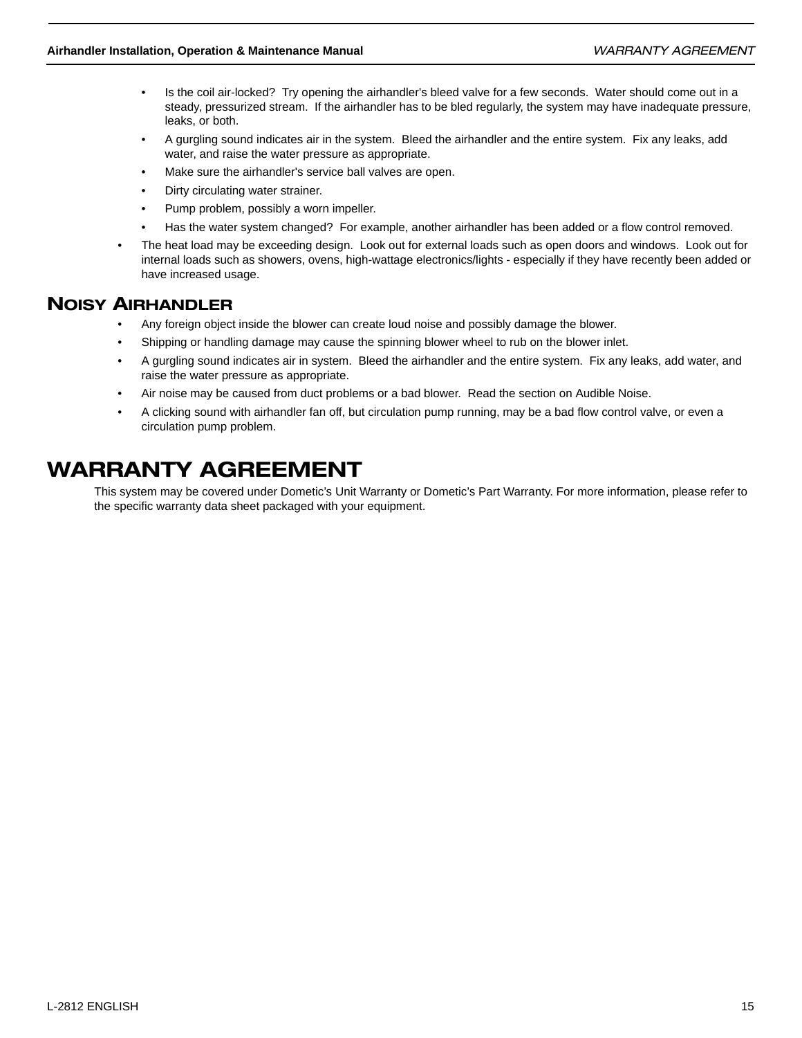- Is the coil air-locked? Try opening the airhandler's bleed valve for a few seconds. Water should come out in a steady, pressurized stream. If the airhandler has to be bled regularly, the system may have inadequate pressure, leaks, or both.
   - A gurgling sound indicates air in the system. Bleed the airhandler and the entire system. Fix any leaks, add water, and raise the water pressure as appropriate.
   - Make sure the airhandler's service ball valves are open.
   - Dirty circulating water strainer.
   - Pump problem, possibly a worn impeller.
   - Has the water system changed? For example, another airhandler has been added or a flow control removed.
- The heat load may be exceeding design. Look out for external loads such as open doors and windows. Look out for internal loads such as showers, ovens, high-wattage electronics/lights - especially if they have recently been added or have increased usage.

## NOISY AIRHANDLER

- Any foreign object inside the blower can create loud noise and possibly damage the blower.
- Shipping or handling damage may cause the spinning blower wheel to rub on the blower inlet.
- A gurgling sound indicates air in system. Bleed the airhandler and the entire system. Fix any leaks, add water, and raise the water pressure as appropriate.
- Air noise may be caused from duct problems or a bad blower. Read the section on Audible Noise.
- A clicking sound with airhandler fan off, but circulation pump running, may be a bad flow control valve, or even a circulation pump problem.

# WARRANTY AGREEMENT

This system may be covered under Dometic's Unit Warranty or Dometic's Part Warranty. For more information, please refer to the specific warranty data sheet packaged with your equipment.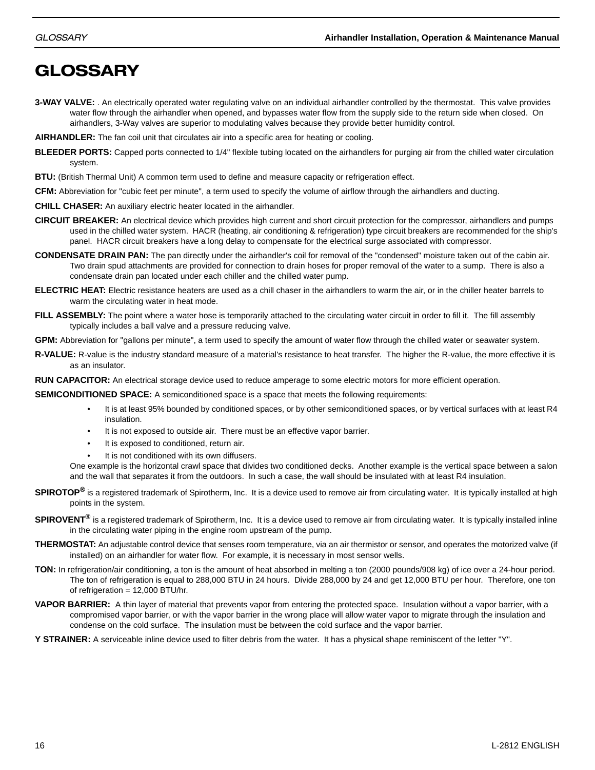# GLOSSARY

**3-WAY VALVE:** . An electrically operated water regulating valve on an individual airhandler controlled by the thermostat. This valve provides water flow through the airhandler when opened, and bypasses water flow from the supply side to the return side when closed. On airhandlers, 3-Way valves are superior to modulating valves because they provide better humidity control.

**AIRHANDLER:** The fan coil unit that circulates air into a specific area for heating or cooling.

**BLEEDER PORTS:** Capped ports connected to 1/4" flexible tubing located on the airhandlers for purging air from the chilled water circulation system.

**BTU:** (British Thermal Unit) A common term used to define and measure capacity or refrigeration effect.

**CFM:** Abbreviation for "cubic feet per minute", a term used to specify the volume of airflow through the airhandlers and ducting.

**CHILL CHASER:** An auxiliary electric heater located in the airhandler.

**CIRCUIT BREAKER:** An electrical device which provides high current and short circuit protection for the compressor, airhandlers and pumps used in the chilled water system. HACR (heating, air conditioning & refrigeration) type circuit breakers are recommended for the ship's panel. HACR circuit breakers have a long delay to compensate for the electrical surge associated with compressor.

**CONDENSATE DRAIN PAN:** The pan directly under the airhandler's coil for removal of the "condensed" moisture taken out of the cabin air. Two drain spud attachments are provided for connection to drain hoses for proper removal of the water to a sump. There is also a condensate drain pan located under each chiller and the chilled water pump.

**ELECTRIC HEAT:** Electric resistance heaters are used as a chill chaser in the airhandlers to warm the air, or in the chiller heater barrels to warm the circulating water in heat mode.

**FILL ASSEMBLY:** The point where a water hose is temporarily attached to the circulating water circuit in order to fill it. The fill assembly typically includes a ball valve and a pressure reducing valve.

**GPM:** Abbreviation for "gallons per minute", a term used to specify the amount of water flow through the chilled water or seawater system.

**R-VALUE:** R-value is the industry standard measure of a material's resistance to heat transfer. The higher the R-value, the more effective it is as an insulator.

**RUN CAPACITOR:** An electrical storage device used to reduce amperage to some electric motors for more efficient operation.

**SEMICONDITIONED SPACE:** A semiconditioned space is a space that meets the following requirements:

- It is at least 95% bounded by conditioned spaces, or by other semiconditioned spaces, or by vertical surfaces with at least R4 insulation.
- It is not exposed to outside air. There must be an effective vapor barrier.
- It is exposed to conditioned, return air.
- It is not conditioned with its own diffusers.

One example is the horizontal crawl space that divides two conditioned decks. Another example is the vertical space between a salon and the wall that separates it from the outdoors. In such a case, the wall should be insulated with at least R4 insulation.

**SPIROTOP®** is a registered trademark of Spirotherm, Inc. It is a device used to remove air from circulating water. It is typically installed at high points in the system.

**SPIROVENT®** is a registered trademark of Spirotherm, Inc. It is a device used to remove air from circulating water. It is typically installed inline in the circulating water piping in the engine room upstream of the pump.

**THERMOSTAT:** An adjustable control device that senses room temperature, via an air thermistor or sensor, and operates the motorized valve (if installed) on an airhandler for water flow. For example, it is necessary in most sensor wells.

**TON:** In refrigeration/air conditioning, a ton is the amount of heat absorbed in melting a ton (2000 pounds/908 kg) of ice over a 24-hour period. The ton of refrigeration is equal to 288,000 BTU in 24 hours. Divide 288,000 by 24 and get 12,000 BTU per hour. Therefore, one ton of refrigeration = 12,000 BTU/hr.

**VAPOR BARRIER:** A thin layer of material that prevents vapor from entering the protected space. Insulation without a vapor barrier, with a compromised vapor barrier, or with the vapor barrier in the wrong place will allow water vapor to migrate through the insulation and condense on the cold surface. The insulation must be between the cold surface and the vapor barrier.

**Y STRAINER:** A serviceable inline device used to filter debris from the water. It has a physical shape reminiscent of the letter "Y".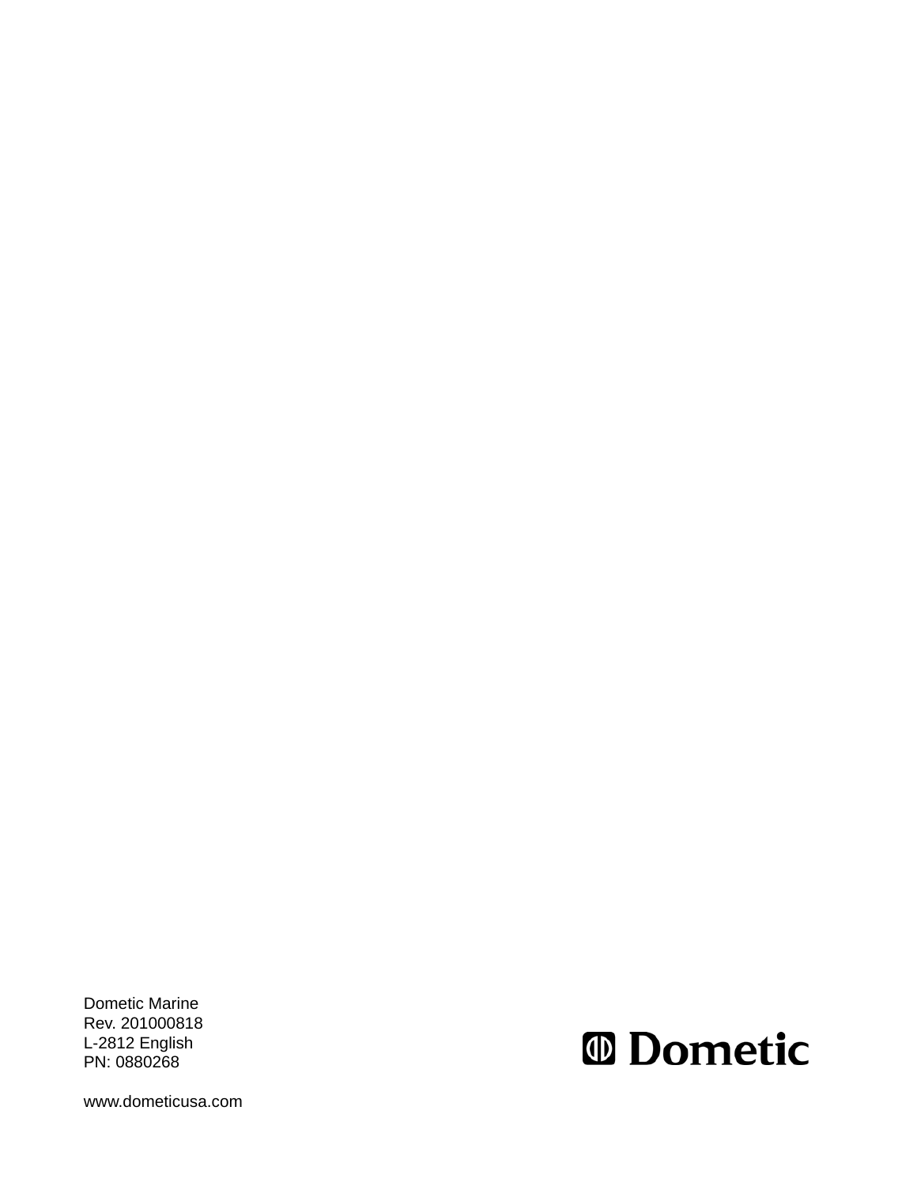Dometic Marine
Rev. 201000818
L-2812 English
PN: 0880268

www.dometicusa.com

Dometic